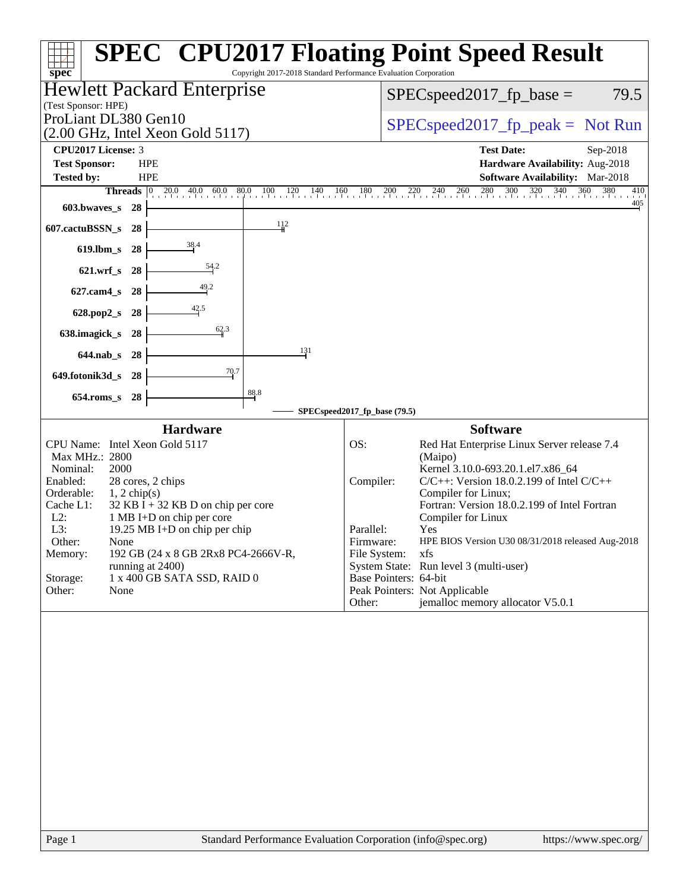# SPEC CPU2017 Floating Point Speed Result

Copyright 2017-2018 Standard Performance Evaluation Corporation

## Hewlett Packard Enterprise

(Test Sponsor: HPE)

ProLiant DL380 Gen10
(2.00 GHz, Intel Xeon Gold 5117)

SPECspeed2017_fp_base = 79.5

SPECspeed2017_fp_peak = Not Run

**CPU2017 License:** 3
**Test Sponsor:** HPE
**Tested by:** HPE

**Test Date:** Sep-2018
**Hardware Availability:** Aug-2018
**Software Availability:** Mar-2018

| Benchmark | Threads | SPECspeed2017_fp_base (79.5) |
|---|---|---|
| 603.bwaves_s | 28 | 405 |
| 607.cactuBSSN_s | 28 | 112 |
| 619.lbm_s | 28 | 38.4 |
| 621.wrf_s | 28 | 54.2 |
| 627.cam4_s | 28 | 49.2 |
| 628.pop2_s | 28 | 42.5 |
| 638.imagick_s | 28 | 62.3 |
| 644.nab_s | 28 | 131 |
| 649.fotonik3d_s | 28 | 70.7 |
| 654.roms_s | 28 | 88.8 |

### Hardware

| | |
|---|---|
| CPU Name: | Intel Xeon Gold 5117 |
| Max MHz.: | 2800 |
| Nominal: | 2000 |
| Enabled: | 28 cores, 2 chips |
| Orderable: | 1, 2 chip(s) |
| Cache L1: | 32 KB I + 32 KB D on chip per core |
| L2: | 1 MB I+D on chip per core |
| L3: | 19.25 MB I+D on chip per chip |
| Other: | None |
| Memory: | 192 GB (24 x 8 GB 2Rx8 PC4-2666V-R, running at 2400) |
| Storage: | 1 x 400 GB SATA SSD, RAID 0 |
| Other: | None |

### Software

| | |
|---|---|
| OS: | Red Hat Enterprise Linux Server release 7.4 (Maipo) Kernel 3.10.0-693.20.1.el7.x86_64 |
| Compiler: | C/C++: Version 18.0.2.199 of Intel C/C++ Compiler for Linux; Fortran: Version 18.0.2.199 of Intel Fortran Compiler for Linux |
| Parallel: | Yes |
| Firmware: | HPE BIOS Version U30 08/31/2018 released Aug-2018 |
| File System: | xfs |
| System State: | Run level 3 (multi-user) |
| Base Pointers: | 64-bit |
| Peak Pointers: | Not Applicable |
| Other: | jemalloc memory allocator V5.0.1 |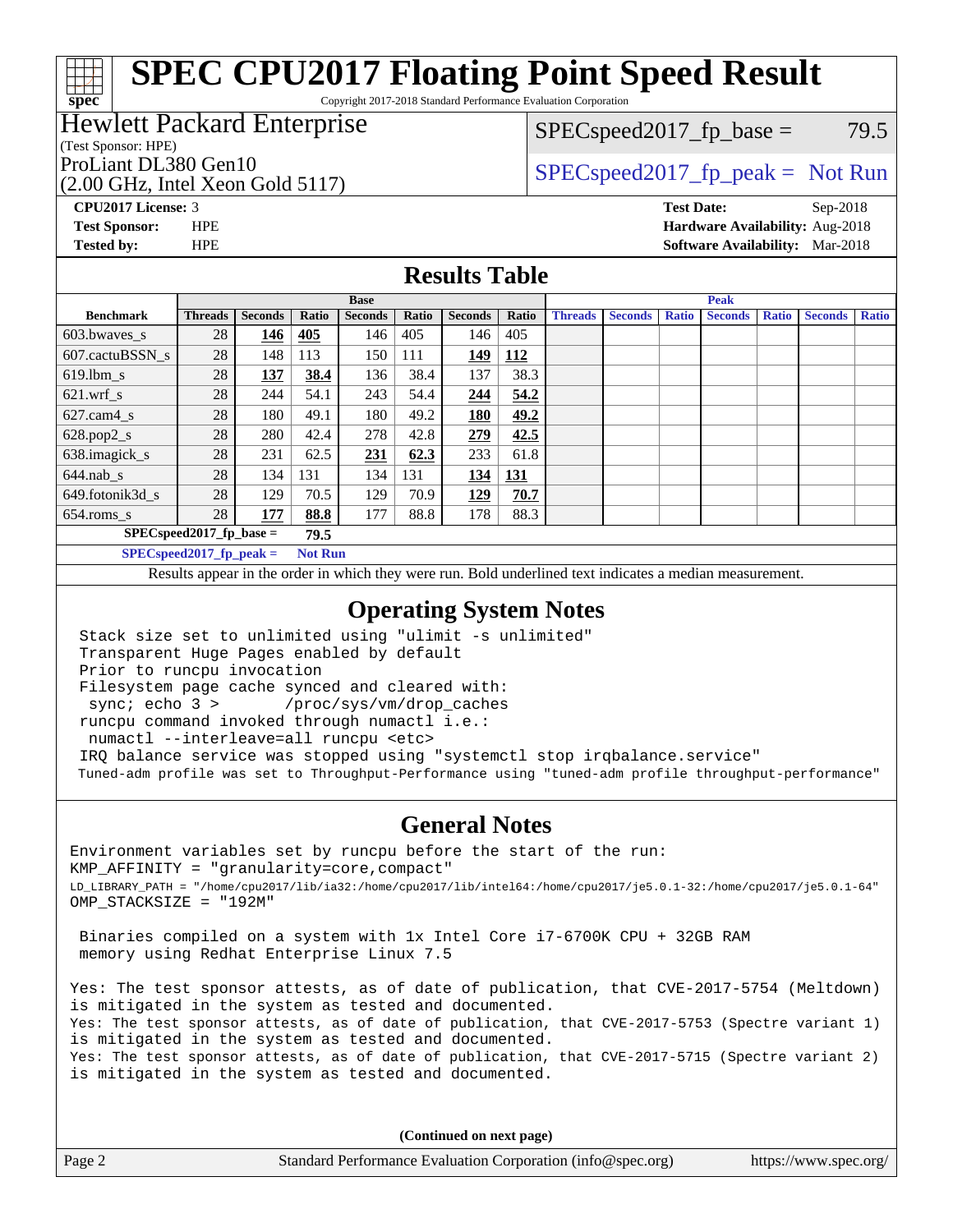# SPEC CPU2017 Floating Point Speed Result

Copyright 2017-2018 Standard Performance Evaluation Corporation

## Hewlett Packard Enterprise

(Test Sponsor: HPE)

ProLiant DL380 Gen10

(2.00 GHz, Intel Xeon Gold 5117)

SPECspeed2017_fp_base = 79.5

SPECspeed2017_fp_peak = Not Run

**CPU2017 License:** 3
**Test Sponsor:** HPE
**Tested by:** HPE

**Test Date:** Sep-2018
**Hardware Availability:** Aug-2018
**Software Availability:** Mar-2018

## Results Table

| | Base | | | | | | | Peak | | | | | | |
|---|---|---|---|---|---|---|---|---|---|---|---|---|---|---|
| **Benchmark** | **Threads** | **Seconds** | **Ratio** | **Seconds** | **Ratio** | **Seconds** | **Ratio** | **Threads** | **Seconds** | **Ratio** | **Seconds** | **Ratio** | **Seconds** | **Ratio** |
| 603.bwaves_s | 28 | **146** | **405** | 146 | 405 | 146 | 405 | | | | | | | |
| 607.cactuBSSN_s | 28 | 148 | 113 | 150 | 111 | **149** | **112** | | | | | | | |
| 619.lbm_s | 28 | **137** | **38.4** | 136 | 38.4 | 137 | 38.3 | | | | | | | |
| 621.wrf_s | 28 | 244 | 54.1 | 243 | 54.4 | **244** | **54.2** | | | | | | | |
| 627.cam4_s | 28 | 180 | 49.1 | 180 | 49.2 | **180** | **49.2** | | | | | | | |
| 628.pop2_s | 28 | 280 | 42.4 | 278 | 42.8 | **279** | **42.5** | | | | | | | |
| 638.imagick_s | 28 | 231 | 62.5 | **231** | **62.3** | 233 | 61.8 | | | | | | | |
| 644.nab_s | 28 | 134 | 131 | 134 | 131 | **134** | **131** | | | | | | | |
| 649.fotonik3d_s | 28 | 129 | 70.5 | 129 | 70.9 | **129** | **70.7** | | | | | | | |
| 654.roms_s | 28 | **177** | **88.8** | 177 | 88.8 | 178 | 88.3 | | | | | | | |

**SPECspeed2017_fp_base =** **79.5**

**SPECspeed2017_fp_peak =** **Not Run**

Results appear in the order in which they were run. Bold underlined text indicates a median measurement.

## Operating System Notes

```
Stack size set to unlimited using "ulimit -s unlimited"
Transparent Huge Pages enabled by default
Prior to runcpu invocation
Filesystem page cache synced and cleared with:
 sync; echo 3 >       /proc/sys/vm/drop_caches
runcpu command invoked through numactl i.e.:
 numactl --interleave=all runcpu <etc>
IRQ balance service was stopped using "systemctl stop irqbalance.service"
Tuned-adm profile was set to Throughput-Performance using "tuned-adm profile throughput-performance"
```

## General Notes

```
Environment variables set by runcpu before the start of the run:
KMP_AFFINITY = "granularity=core,compact"
LD_LIBRARY_PATH = "/home/cpu2017/lib/ia32:/home/cpu2017/lib/intel64:/home/cpu2017/je5.0.1-32:/home/cpu2017/je5.0.1-64"
OMP_STACKSIZE = "192M"

 Binaries compiled on a system with 1x Intel Core i7-6700K CPU + 32GB RAM
 memory using Redhat Enterprise Linux 7.5

Yes: The test sponsor attests, as of date of publication, that CVE-2017-5754 (Meltdown)
is mitigated in the system as tested and documented.
Yes: The test sponsor attests, as of date of publication, that CVE-2017-5753 (Spectre variant 1)
is mitigated in the system as tested and documented.
Yes: The test sponsor attests, as of date of publication, that CVE-2017-5715 (Spectre variant 2)
is mitigated in the system as tested and documented.
```

**(Continued on next page)**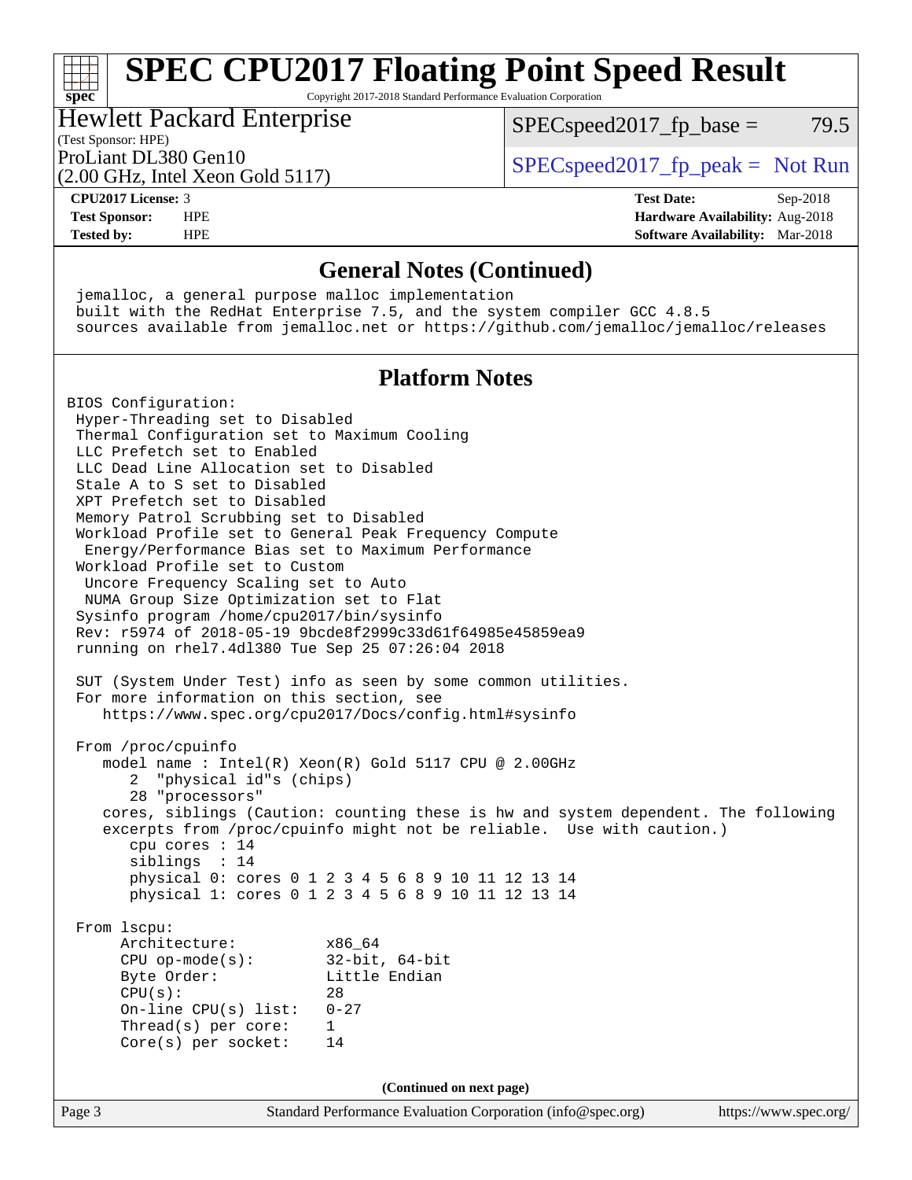## General Notes (Continued)

```
jemalloc, a general purpose malloc implementation
built with the RedHat Enterprise 7.5, and the system compiler GCC 4.8.5
sources available from jemalloc.net or https://github.com/jemalloc/jemalloc/releases
```

## Platform Notes

```
BIOS Configuration:
 Hyper-Threading set to Disabled
 Thermal Configuration set to Maximum Cooling
 LLC Prefetch set to Enabled
 LLC Dead Line Allocation set to Disabled
 Stale A to S set to Disabled
 XPT Prefetch set to Disabled
 Memory Patrol Scrubbing set to Disabled
 Workload Profile set to General Peak Frequency Compute
  Energy/Performance Bias set to Maximum Performance
 Workload Profile set to Custom
  Uncore Frequency Scaling set to Auto
  NUMA Group Size Optimization set to Flat
 Sysinfo program /home/cpu2017/bin/sysinfo
 Rev: r5974 of 2018-05-19 9bcde8f2999c33d61f64985e45859ea9
 running on rhel7.4dl380 Tue Sep 25 07:26:04 2018

 SUT (System Under Test) info as seen by some common utilities.
 For more information on this section, see
    https://www.spec.org/cpu2017/Docs/config.html#sysinfo

 From /proc/cpuinfo
    model name : Intel(R) Xeon(R) Gold 5117 CPU @ 2.00GHz
       2  "physical id"s (chips)
       28 "processors"
    cores, siblings (Caution: counting these is hw and system dependent. The following
    excerpts from /proc/cpuinfo might not be reliable.  Use with caution.)
       cpu cores : 14
       siblings  : 14
       physical 0: cores 0 1 2 3 4 5 6 8 9 10 11 12 13 14
       physical 1: cores 0 1 2 3 4 5 6 8 9 10 11 12 13 14

 From lscpu:
      Architecture:          x86_64
      CPU op-mode(s):        32-bit, 64-bit
      Byte Order:            Little Endian
      CPU(s):                28
      On-line CPU(s) list:   0-27
      Thread(s) per core:    1
      Core(s) per socket:    14
```

(Continued on next page)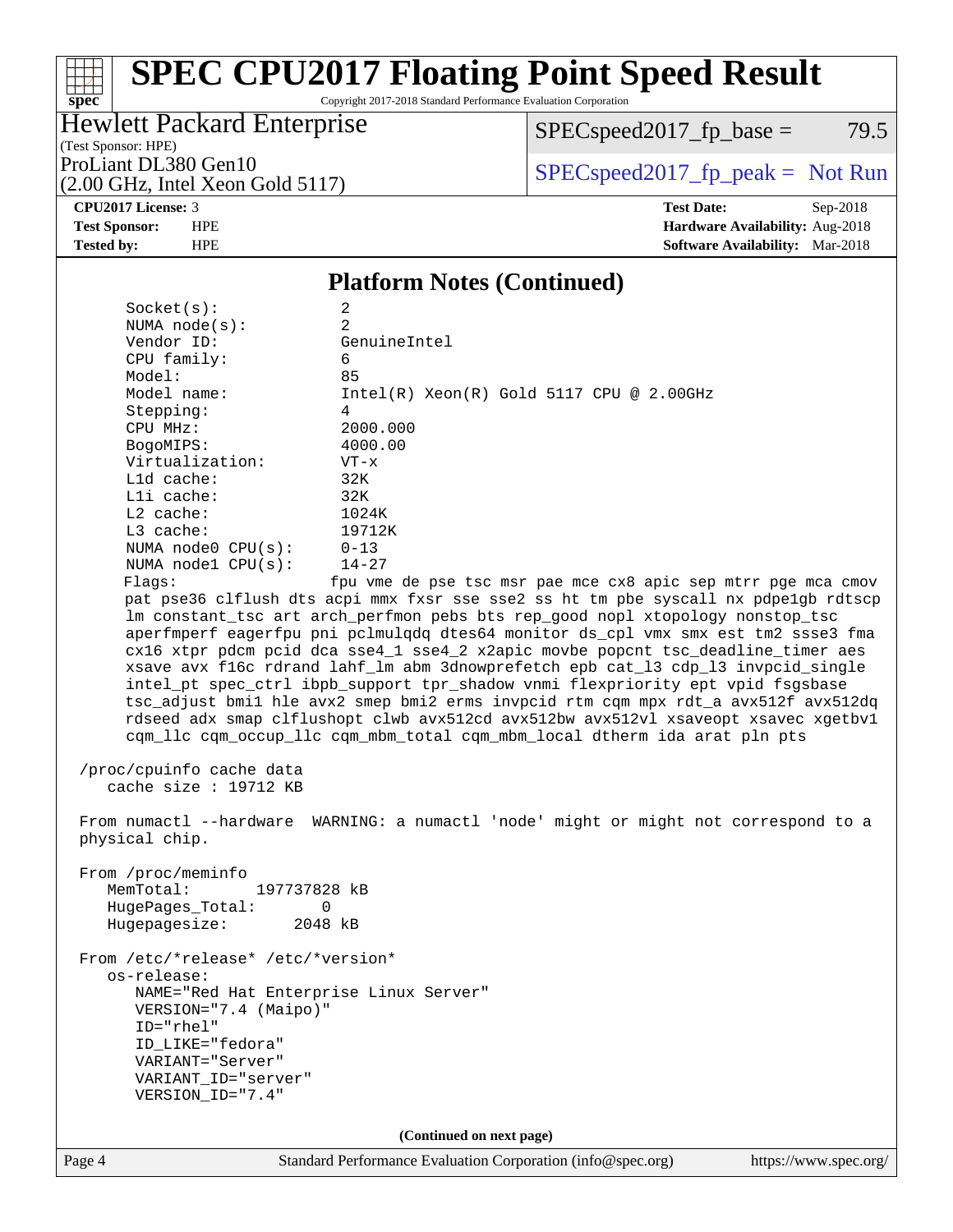# SPEC CPU2017 Floating Point Speed Result

Copyright 2017-2018 Standard Performance Evaluation Corporation

**Hewlett Packard Enterprise**
(Test Sponsor: HPE)
ProLiant DL380 Gen10
(2.00 GHz, Intel Xeon Gold 5117)

SPECspeed2017_fp_base = 79.5

SPECspeed2017_fp_peak = Not Run

**CPU2017 License:** 3
**Test Sponsor:** HPE
**Tested by:** HPE

**Test Date:** Sep-2018
**Hardware Availability:** Aug-2018
**Software Availability:** Mar-2018

## Platform Notes (Continued)

```
     Socket(s):               2
     NUMA node(s):            2
     Vendor ID:               GenuineIntel
     CPU family:              6
     Model:                   85
     Model name:              Intel(R) Xeon(R) Gold 5117 CPU @ 2.00GHz
     Stepping:                4
     CPU MHz:                 2000.000
     BogoMIPS:                4000.00
     Virtualization:          VT-x
     L1d cache:               32K
     L1i cache:               32K
     L2 cache:                1024K
     L3 cache:                19712K
     NUMA node0 CPU(s):       0-13
     NUMA node1 CPU(s):       14-27
     Flags:                   fpu vme de pse tsc msr pae mce cx8 apic sep mtrr pge mca cmov
     pat pse36 clflush dts acpi mmx fxsr sse sse2 ss ht tm pbe syscall nx pdpe1gb rdtscp
     lm constant_tsc art arch_perfmon pebs bts rep_good nopl xtopology nonstop_tsc
     aperfmperf eagerfpu pni pclmulqdq dtes64 monitor ds_cpl vmx smx est tm2 ssse3 fma
     cx16 xtpr pdcm pcid dca sse4_1 sse4_2 x2apic movbe popcnt tsc_deadline_timer aes
     xsave avx f16c rdrand lahf_lm abm 3dnowprefetch epb cat_l3 cdp_l3 invpcid_single
     intel_pt spec_ctrl ibpb_support tpr_shadow vnmi flexpriority ept vpid fsgsbase
     tsc_adjust bmi1 hle avx2 smep bmi2 erms invpcid rtm cqm mpx rdt_a avx512f avx512dq
     rdseed adx smap clflushopt clwb avx512cd avx512bw avx512vl xsaveopt xsavec xgetbv1
     cqm_llc cqm_occup_llc cqm_mbm_total cqm_mbm_local dtherm ida arat pln pts

 /proc/cpuinfo cache data
    cache size : 19712 KB

 From numactl --hardware  WARNING: a numactl 'node' might or might not correspond to a
 physical chip.

 From /proc/meminfo
    MemTotal:       197737828 kB
    HugePages_Total:       0
    Hugepagesize:       2048 kB

 From /etc/*release* /etc/*version*
    os-release:
       NAME="Red Hat Enterprise Linux Server"
       VERSION="7.4 (Maipo)"
       ID="rhel"
       ID_LIKE="fedora"
       VARIANT="Server"
       VARIANT_ID="server"
       VERSION_ID="7.4"
```

(Continued on next page)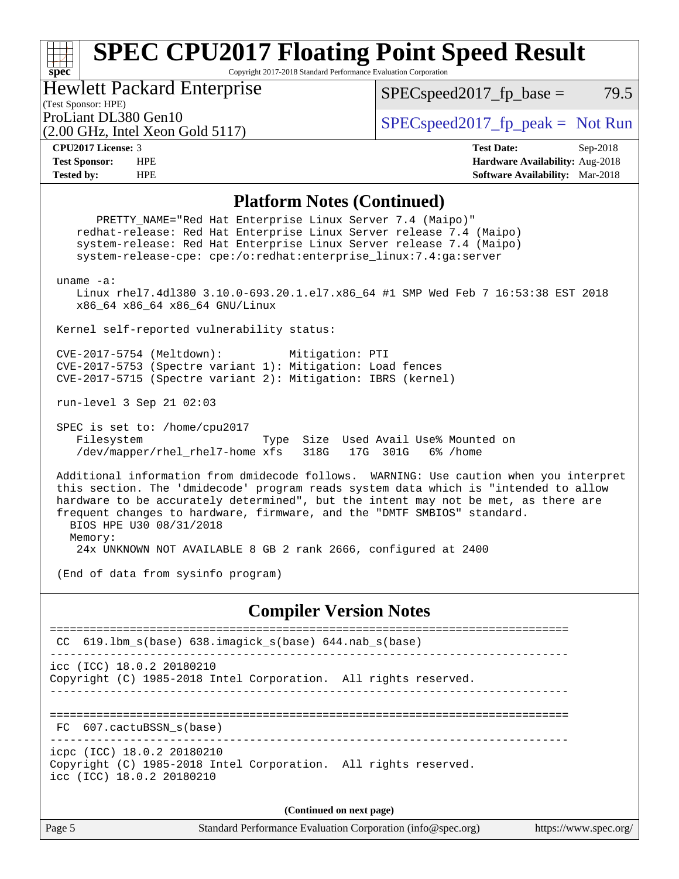## Platform Notes (Continued)

```
      PRETTY_NAME="Red Hat Enterprise Linux Server 7.4 (Maipo)"
    redhat-release: Red Hat Enterprise Linux Server release 7.4 (Maipo)
    system-release: Red Hat Enterprise Linux Server release 7.4 (Maipo)
    system-release-cpe: cpe:/o:redhat:enterprise_linux:7.4:ga:server

 uname -a:
    Linux rhel7.4dl380 3.10.0-693.20.1.el7.x86_64 #1 SMP Wed Feb 7 16:53:38 EST 2018
    x86_64 x86_64 x86_64 GNU/Linux

 Kernel self-reported vulnerability status:

 CVE-2017-5754 (Meltdown):          Mitigation: PTI
 CVE-2017-5753 (Spectre variant 1): Mitigation: Load fences
 CVE-2017-5715 (Spectre variant 2): Mitigation: IBRS (kernel)

 run-level 3 Sep 21 02:03

 SPEC is set to: /home/cpu2017
    Filesystem                  Type  Size  Used Avail Use% Mounted on
    /dev/mapper/rhel_rhel7-home xfs   318G   17G  301G   6% /home

 Additional information from dmidecode follows.  WARNING: Use caution when you interpret
 this section. The 'dmidecode' program reads system data which is "intended to allow
 hardware to be accurately determined", but the intent may not be met, as there are
 frequent changes to hardware, firmware, and the "DMTF SMBIOS" standard.
   BIOS HPE U30 08/31/2018
   Memory:
    24x UNKNOWN NOT AVAILABLE 8 GB 2 rank 2666, configured at 2400

 (End of data from sysinfo program)
```

## Compiler Version Notes

```
==============================================================================
 CC  619.lbm_s(base) 638.imagick_s(base) 644.nab_s(base)
------------------------------------------------------------------------------
icc (ICC) 18.0.2 20180210
Copyright (C) 1985-2018 Intel Corporation.  All rights reserved.
------------------------------------------------------------------------------

==============================================================================
 FC  607.cactuBSSN_s(base)
------------------------------------------------------------------------------
icpc (ICC) 18.0.2 20180210
Copyright (C) 1985-2018 Intel Corporation.  All rights reserved.
icc (ICC) 18.0.2 20180210
```

(Continued on next page)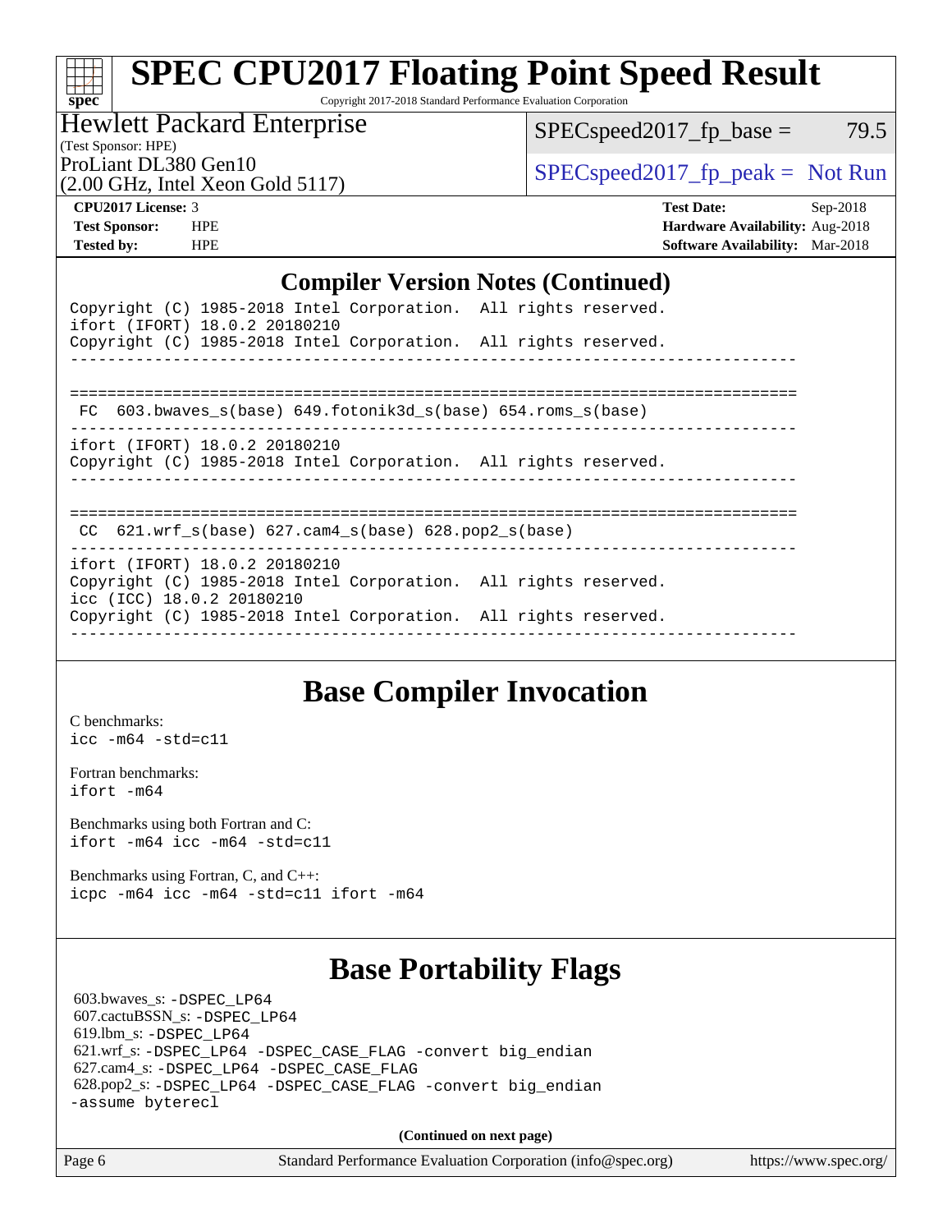# SPEC CPU2017 Floating Point Speed Result

Copyright 2017-2018 Standard Performance Evaluation Corporation

**Hewlett Packard Enterprise**
(Test Sponsor: HPE)
ProLiant DL380 Gen10
(2.00 GHz, Intel Xeon Gold 5117)

SPECspeed2017_fp_base = 79.5

SPECspeed2017_fp_peak = Not Run

**CPU2017 License:** 3
**Test Sponsor:** HPE
**Tested by:** HPE

**Test Date:** Sep-2018
**Hardware Availability:** Aug-2018
**Software Availability:** Mar-2018

## Compiler Version Notes (Continued)

```
Copyright (C) 1985-2018 Intel Corporation.  All rights reserved.
ifort (IFORT) 18.0.2 20180210
Copyright (C) 1985-2018 Intel Corporation.  All rights reserved.
------------------------------------------------------------------------------

==============================================================================
 FC  603.bwaves_s(base) 649.fotonik3d_s(base) 654.roms_s(base)
------------------------------------------------------------------------------
ifort (IFORT) 18.0.2 20180210
Copyright (C) 1985-2018 Intel Corporation.  All rights reserved.
------------------------------------------------------------------------------

==============================================================================
 CC  621.wrf_s(base) 627.cam4_s(base) 628.pop2_s(base)
------------------------------------------------------------------------------
ifort (IFORT) 18.0.2 20180210
Copyright (C) 1985-2018 Intel Corporation.  All rights reserved.
icc (ICC) 18.0.2 20180210
Copyright (C) 1985-2018 Intel Corporation.  All rights reserved.
------------------------------------------------------------------------------
```

## Base Compiler Invocation

C benchmarks:
`icc -m64 -std=c11`

Fortran benchmarks:
`ifort -m64`

Benchmarks using both Fortran and C:
`ifort -m64 icc -m64 -std=c11`

Benchmarks using Fortran, C, and C++:
`icpc -m64 icc -m64 -std=c11 ifort -m64`

## Base Portability Flags

603.bwaves_s: `-DSPEC_LP64`
607.cactuBSSN_s: `-DSPEC_LP64`
619.lbm_s: `-DSPEC_LP64`
621.wrf_s: `-DSPEC_LP64 -DSPEC_CASE_FLAG -convert big_endian`
627.cam4_s: `-DSPEC_LP64 -DSPEC_CASE_FLAG`
628.pop2_s: `-DSPEC_LP64 -DSPEC_CASE_FLAG -convert big_endian -assume byterecl`

**(Continued on next page)**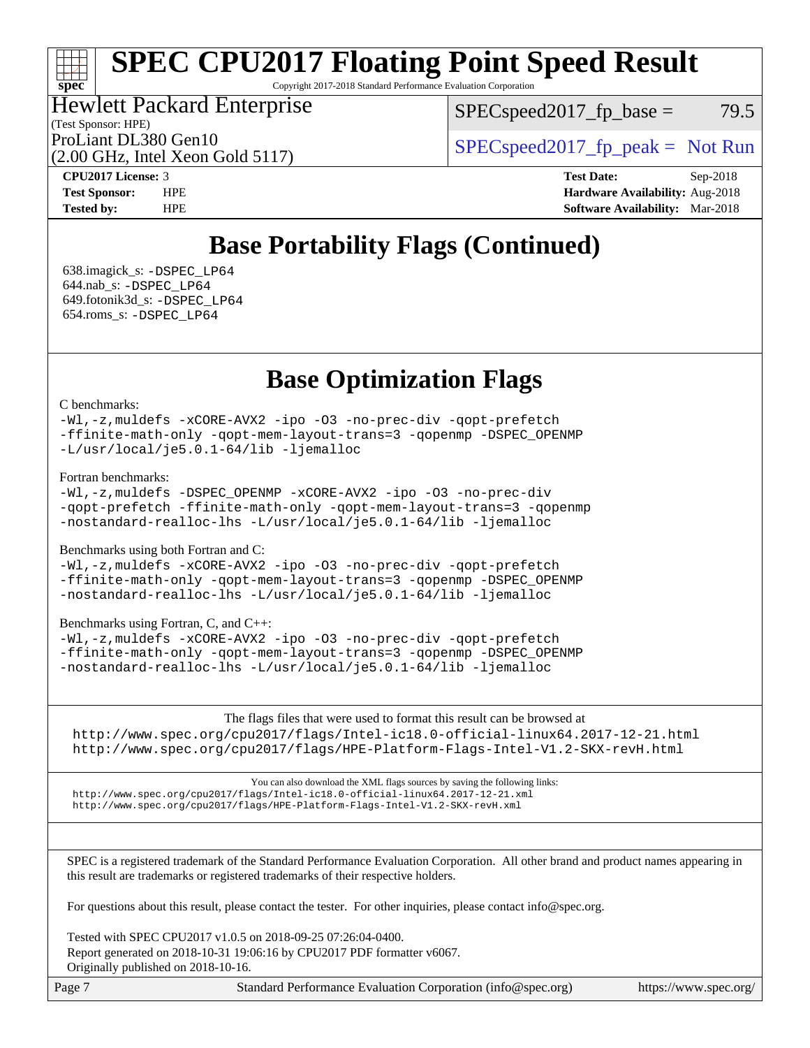# SPEC CPU2017 Floating Point Speed Result

Copyright 2017-2018 Standard Performance Evaluation Corporation

Hewlett Packard Enterprise
(Test Sponsor: HPE)
ProLiant DL380 Gen10
(2.00 GHz, Intel Xeon Gold 5117)

SPECspeed2017_fp_base = 79.5

SPECspeed2017_fp_peak = Not Run

**CPU2017 License:** 3
**Test Sponsor:** HPE
**Tested by:** HPE

**Test Date:** Sep-2018
**Hardware Availability:** Aug-2018
**Software Availability:** Mar-2018

## Base Portability Flags (Continued)

638.imagick_s: -DSPEC_LP64
644.nab_s: -DSPEC_LP64
649.fotonik3d_s: -DSPEC_LP64
654.roms_s: -DSPEC_LP64

## Base Optimization Flags

C benchmarks:
```
-Wl,-z,muldefs -xCORE-AVX2 -ipo -O3 -no-prec-div -qopt-prefetch
-ffinite-math-only -qopt-mem-layout-trans=3 -qopenmp -DSPEC_OPENMP
-L/usr/local/je5.0.1-64/lib -ljemalloc
```

Fortran benchmarks:
```
-Wl,-z,muldefs -DSPEC_OPENMP -xCORE-AVX2 -ipo -O3 -no-prec-div
-qopt-prefetch -ffinite-math-only -qopt-mem-layout-trans=3 -qopenmp
-nostandard-realloc-lhs -L/usr/local/je5.0.1-64/lib -ljemalloc
```

Benchmarks using both Fortran and C:
```
-Wl,-z,muldefs -xCORE-AVX2 -ipo -O3 -no-prec-div -qopt-prefetch
-ffinite-math-only -qopt-mem-layout-trans=3 -qopenmp -DSPEC_OPENMP
-nostandard-realloc-lhs -L/usr/local/je5.0.1-64/lib -ljemalloc
```

Benchmarks using Fortran, C, and C++:
```
-Wl,-z,muldefs -xCORE-AVX2 -ipo -O3 -no-prec-div -qopt-prefetch
-ffinite-math-only -qopt-mem-layout-trans=3 -qopenmp -DSPEC_OPENMP
-nostandard-realloc-lhs -L/usr/local/je5.0.1-64/lib -ljemalloc
```

The flags files that were used to format this result can be browsed at
http://www.spec.org/cpu2017/flags/Intel-ic18.0-official-linux64.2017-12-21.html
http://www.spec.org/cpu2017/flags/HPE-Platform-Flags-Intel-V1.2-SKX-revH.html

You can also download the XML flags sources by saving the following links:
http://www.spec.org/cpu2017/flags/Intel-ic18.0-official-linux64.2017-12-21.xml
http://www.spec.org/cpu2017/flags/HPE-Platform-Flags-Intel-V1.2-SKX-revH.xml

SPEC is a registered trademark of the Standard Performance Evaluation Corporation. All other brand and product names appearing in this result are trademarks or registered trademarks of their respective holders.

For questions about this result, please contact the tester. For other inquiries, please contact info@spec.org.

Tested with SPEC CPU2017 v1.0.5 on 2018-09-25 07:26:04-0400.
Report generated on 2018-10-31 19:06:16 by CPU2017 PDF formatter v6067.
Originally published on 2018-10-16.